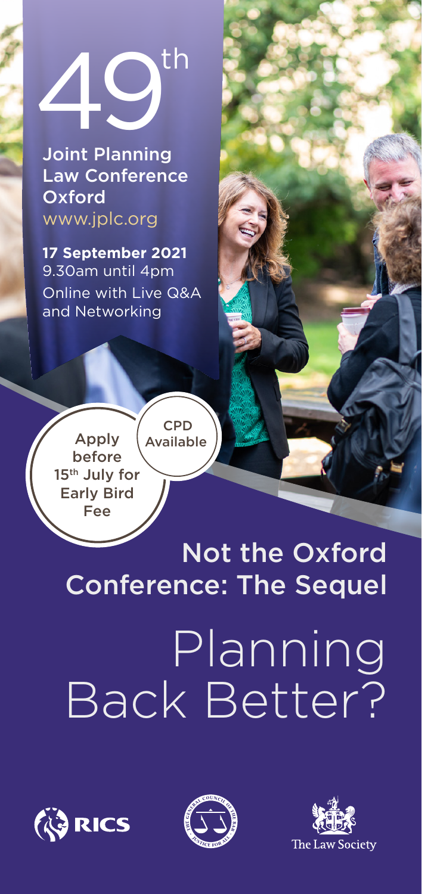# 49th

## Joint Planning Law Conference Oxford

www.jplc.org

**17 September 2021**
9.30am until 4pm
Online with Live Q&A and Networking

Apply before 15th July for Early Bird Fee

CPD Available

## Not the Oxford Conference: The Sequel

# Planning Back Better?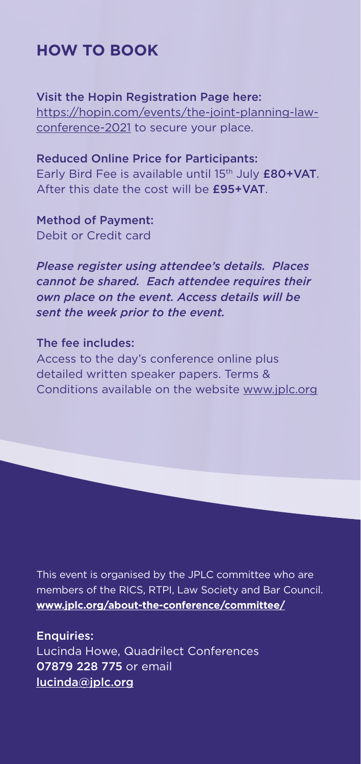## HOW TO BOOK

Visit the Hopin Registration Page here:
https://hopin.com/events/the-joint-planning-law-conference-2021 to secure your place.

Reduced Online Price for Participants:
Early Bird Fee is available until 15th July **£80+VAT**.
After this date the cost will be **£95+VAT**.

Method of Payment:
Debit or Credit card

*Please register using attendee's details. Places cannot be shared. Each attendee requires their own place on the event. Access details will be sent the week prior to the event.*

The fee includes:
Access to the day's conference online plus detailed written speaker papers. Terms & Conditions available on the website www.jplc.org

This event is organised by the JPLC committee who are members of the RICS, RTPI, Law Society and Bar Council.
**www.jplc.org/about-the-conference/committee/**

Enquiries:
Lucinda Howe, Quadrilect Conferences
07879 228 775 or email
lucinda@jplc.org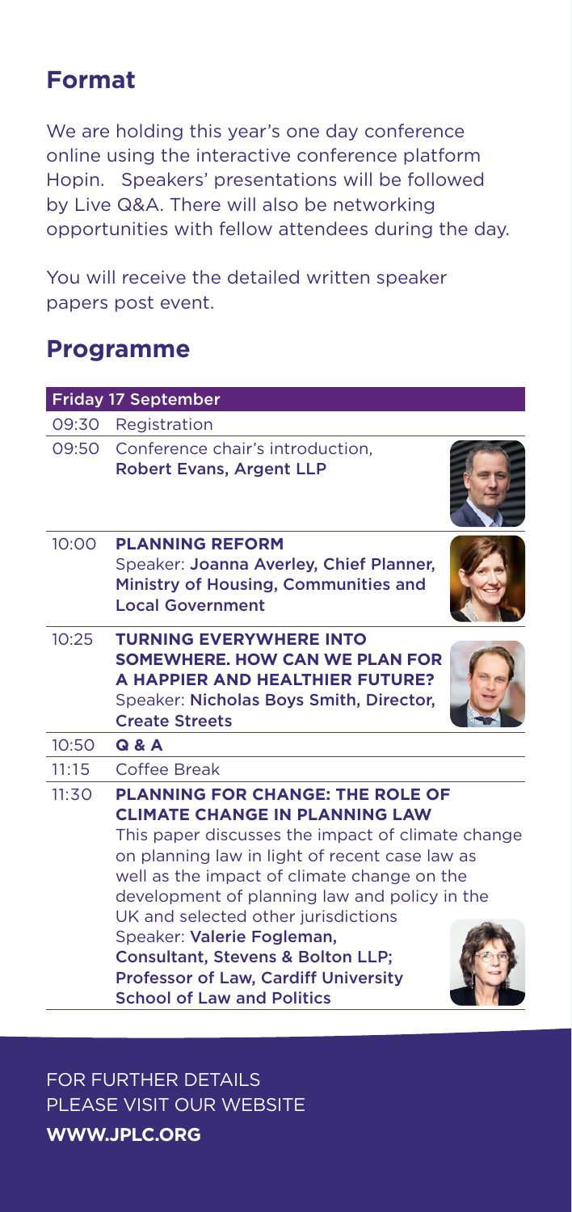## Format

We are holding this year's one day conference online using the interactive conference platform Hopin. Speakers' presentations will be followed by Live Q&A. There will also be networking opportunities with fellow attendees during the day.

You will receive the detailed written speaker papers post event.

## Programme

| Friday 17 September | |
|---|---|
| 09:30 | Registration |
| 09:50 | Conference chair's introduction, **Robert Evans, Argent LLP** |
| 10:00 | **PLANNING REFORM**<br>Speaker: **Joanna Averley, Chief Planner, Ministry of Housing, Communities and Local Government** |
| 10:25 | **TURNING EVERYWHERE INTO SOMEWHERE. HOW CAN WE PLAN FOR A HAPPIER AND HEALTHIER FUTURE?**<br>Speaker: **Nicholas Boys Smith, Director, Create Streets** |
| 10:50 | **Q & A** |
| 11:15 | Coffee Break |
| 11:30 | **PLANNING FOR CHANGE: THE ROLE OF CLIMATE CHANGE IN PLANNING LAW**<br>This paper discusses the impact of climate change on planning law in light of recent case law as well as the impact of climate change on the development of planning law and policy in the UK and selected other jurisdictions<br>Speaker: **Valerie Fogleman, Consultant, Stevens & Bolton LLP; Professor of Law, Cardiff University School of Law and Politics** |

FOR FURTHER DETAILS PLEASE VISIT OUR WEBSITE

**WWW.JPLC.ORG**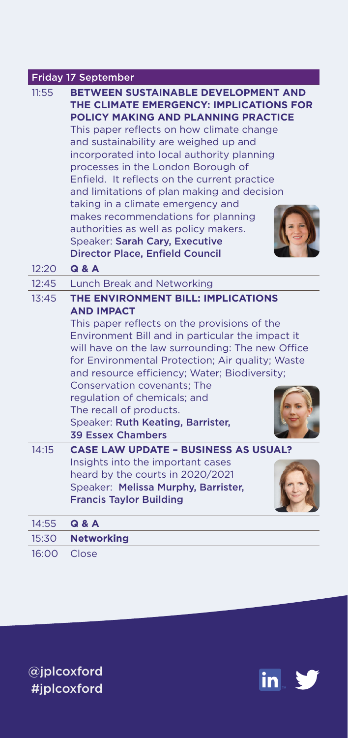## Friday 17 September

**11:55** **BETWEEN SUSTAINABLE DEVELOPMENT AND THE CLIMATE EMERGENCY: IMPLICATIONS FOR POLICY MAKING AND PLANNING PRACTICE**

This paper reflects on how climate change and sustainability are weighed up and incorporated into local authority planning processes in the London Borough of Enfield. It reflects on the current practice and limitations of plan making and decision taking in a climate emergency and makes recommendations for planning authorities as well as policy makers.

Speaker: **Sarah Cary, Executive Director Place, Enfield Council**

**12:20** **Q & A**

**12:45** Lunch Break and Networking

**13:45** **THE ENVIRONMENT BILL: IMPLICATIONS AND IMPACT**

This paper reflects on the provisions of the Environment Bill and in particular the impact it will have on the law surrounding: The new Office for Environmental Protection; Air quality; Waste and resource efficiency; Water; Biodiversity; Conservation covenants; The regulation of chemicals; and The recall of products.

Speaker: **Ruth Keating, Barrister, 39 Essex Chambers**

**14:15** **CASE LAW UPDATE – BUSINESS AS USUAL?**

Insights into the important cases heard by the courts in 2020/2021

Speaker: **Melissa Murphy, Barrister, Francis Taylor Building**

**14:55** **Q & A**

**15:30** **Networking**

**16:00** Close

@jplcoxford
#jplcoxford